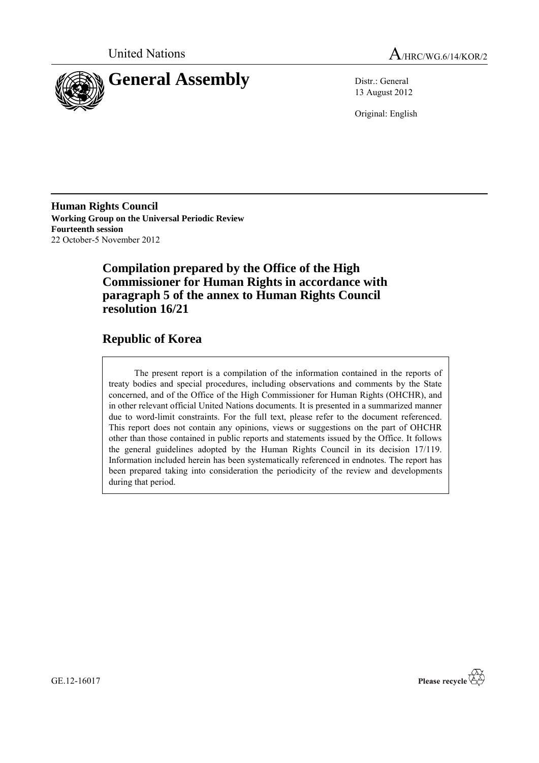United Nations

A/HRC/WG.6/14/KOR/2

# General Assembly

Distr.: General
13 August 2012

Original: English

**Human Rights Council**
**Working Group on the Universal Periodic Review**
**Fourteenth session**
22 October-5 November 2012

## Compilation prepared by the Office of the High Commissioner for Human Rights in accordance with paragraph 5 of the annex to Human Rights Council resolution 16/21

## Republic of Korea

The present report is a compilation of the information contained in the reports of treaty bodies and special procedures, including observations and comments by the State concerned, and of the Office of the High Commissioner for Human Rights (OHCHR), and in other relevant official United Nations documents. It is presented in a summarized manner due to word-limit constraints. For the full text, please refer to the document referenced. This report does not contain any opinions, views or suggestions on the part of OHCHR other than those contained in public reports and statements issued by the Office. It follows the general guidelines adopted by the Human Rights Council in its decision 17/119. Information included herein has been systematically referenced in endnotes. The report has been prepared taking into consideration the periodicity of the review and developments during that period.

GE.12-16017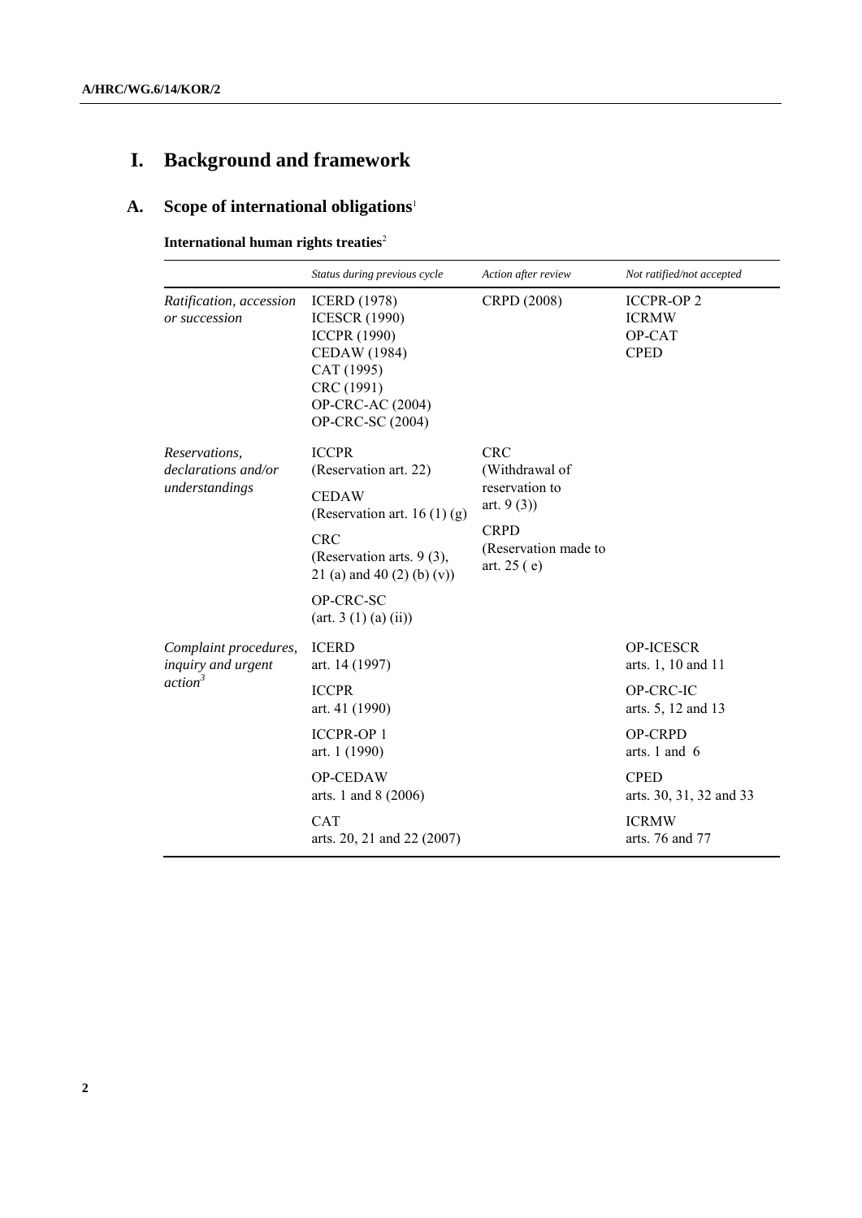# I. Background and framework

## A. Scope of international obligations[1]

**International human rights treaties**[2]

| | *Status during previous cycle* | *Action after review* | *Not ratified/not accepted* |
|---|---|---|---|
| *Ratification, accession or succession* | ICERD (1978)<br>ICESCR (1990)<br>ICCPR (1990)<br>CEDAW (1984)<br>CAT (1995)<br>CRC (1991)<br>OP-CRC-AC (2004)<br>OP-CRC-SC (2004) | CRPD (2008) | ICCPR-OP 2<br>ICRMW<br>OP-CAT<br>CPED |
| *Reservations, declarations and/or understandings* | ICCPR<br>(Reservation art. 22)<br>CEDAW<br>(Reservation art. 16 (1) (g)<br>CRC<br>(Reservation arts. 9 (3), 21 (a) and 40 (2) (b) (v))<br>OP-CRC-SC<br>(art. 3 (1) (a) (ii)) | CRC<br>(Withdrawal of reservation to art. 9 (3))<br>CRPD<br>(Reservation made to art. 25 ( e) | |
| *Complaint procedures, inquiry and urgent action*[3] | ICERD<br>art. 14 (1997)<br>ICCPR<br>art. 41 (1990)<br>ICCPR-OP 1<br>art. 1 (1990)<br>OP-CEDAW<br>arts. 1 and 8 (2006)<br>CAT<br>arts. 20, 21 and 22 (2007) | | OP-ICESCR<br>arts. 1, 10 and 11<br>OP-CRC-IC<br>arts. 5, 12 and 13<br>OP-CRPD<br>arts. 1 and 6<br>CPED<br>arts. 30, 31, 32 and 33<br>ICRMW<br>arts. 76 and 77 |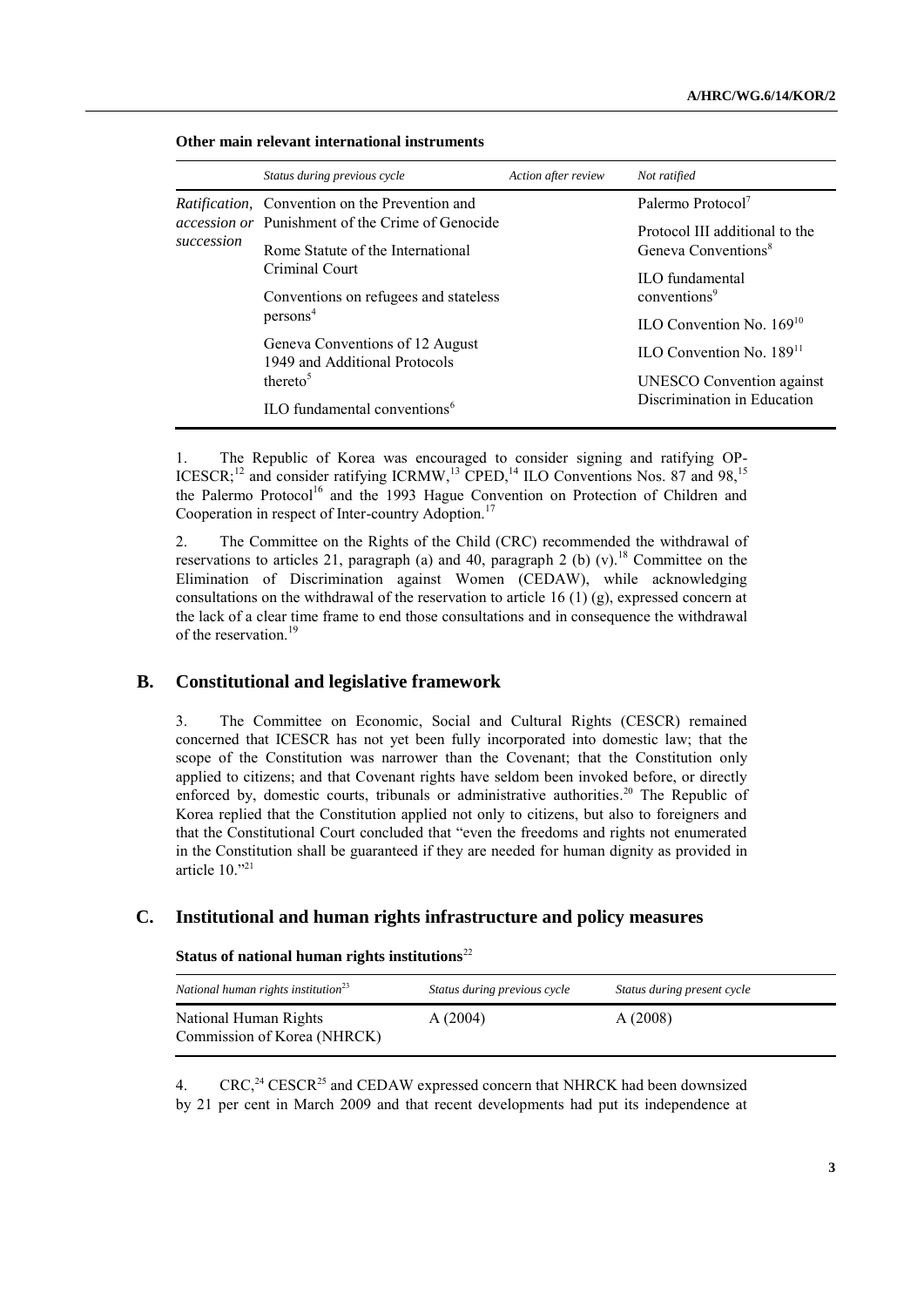**Other main relevant international instruments**

| | *Status during previous cycle* | *Action after review* | *Not ratified* |
|---|---|---|---|
| *Ratification, accession or succession* | Convention on the Prevention and Punishment of the Crime of Genocide<br>Rome Statute of the International Criminal Court<br>Conventions on refugees and stateless persons[4]<br>Geneva Conventions of 12 August 1949 and Additional Protocols thereto[5]<br>ILO fundamental conventions[6] | | Palermo Protocol[7]<br>Protocol III additional to the Geneva Conventions[8]<br>ILO fundamental conventions[9]<br>ILO Convention No. 169[10]<br>ILO Convention No. 189[11]<br>UNESCO Convention against Discrimination in Education |

1. The Republic of Korea was encouraged to consider signing and ratifying OP-ICESCR;[12] and consider ratifying ICRMW,[13] CPED,[14] ILO Conventions Nos. 87 and 98,[15] the Palermo Protocol[16] and the 1993 Hague Convention on Protection of Children and Cooperation in respect of Inter-country Adoption.[17]

2. The Committee on the Rights of the Child (CRC) recommended the withdrawal of reservations to articles 21, paragraph (a) and 40, paragraph 2 (b) (v).[18] Committee on the Elimination of Discrimination against Women (CEDAW), while acknowledging consultations on the withdrawal of the reservation to article 16 (1) (g), expressed concern at the lack of a clear time frame to end those consultations and in consequence the withdrawal of the reservation.[19]

## B. Constitutional and legislative framework

3. The Committee on Economic, Social and Cultural Rights (CESCR) remained concerned that ICESCR has not yet been fully incorporated into domestic law; that the scope of the Constitution was narrower than the Covenant; that the Constitution only applied to citizens; and that Covenant rights have seldom been invoked before, or directly enforced by, domestic courts, tribunals or administrative authorities.[20] The Republic of Korea replied that the Constitution applied not only to citizens, but also to foreigners and that the Constitutional Court concluded that "even the freedoms and rights not enumerated in the Constitution shall be guaranteed if they are needed for human dignity as provided in article 10."[21]

## C. Institutional and human rights infrastructure and policy measures

**Status of national human rights institutions**[22]

| *National human rights institution*[23] | *Status during previous cycle* | *Status during present cycle* |
|---|---|---|
| National Human Rights Commission of Korea (NHRCK) | A (2004) | A (2008) |

4. CRC,[24] CESCR[25] and CEDAW expressed concern that NHRCK had been downsized by 21 per cent in March 2009 and that recent developments had put its independence at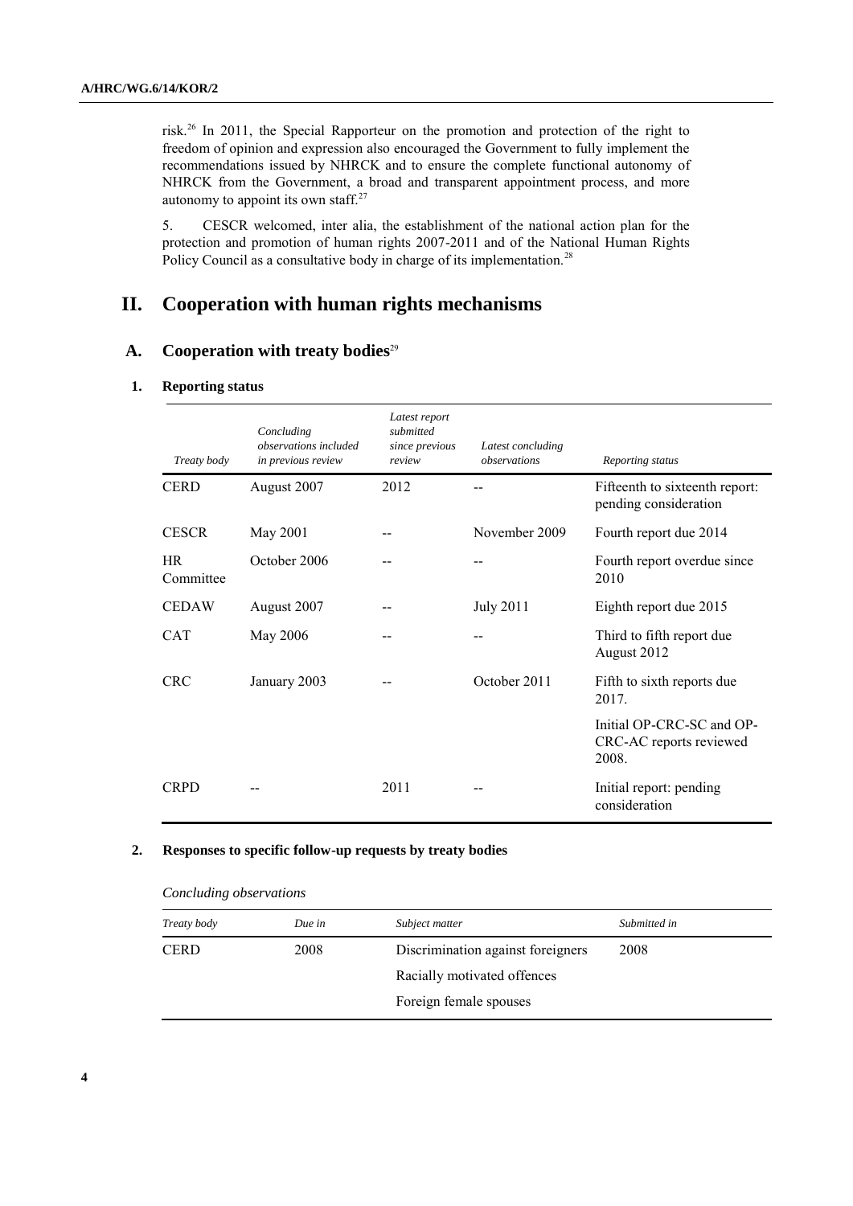risk.[26] In 2011, the Special Rapporteur on the promotion and protection of the right to freedom of opinion and expression also encouraged the Government to fully implement the recommendations issued by NHRCK and to ensure the complete functional autonomy of NHRCK from the Government, a broad and transparent appointment process, and more autonomy to appoint its own staff.[27]

5. CESCR welcomed, inter alia, the establishment of the national action plan for the protection and promotion of human rights 2007-2011 and of the National Human Rights Policy Council as a consultative body in charge of its implementation.[28]

# II. Cooperation with human rights mechanisms

## A. Cooperation with treaty bodies[29]

### 1. Reporting status

| *Treaty body* | *Concluding observations included in previous review* | *Latest report submitted since previous review* | *Latest concluding observations* | *Reporting status* |
|---|---|---|---|---|
| CERD | August 2007 | 2012 | -- | Fifteenth to sixteenth report: pending consideration |
| CESCR | May 2001 | -- | November 2009 | Fourth report due 2014 |
| HR Committee | October 2006 | -- | -- | Fourth report overdue since 2010 |
| CEDAW | August 2007 | -- | July 2011 | Eighth report due 2015 |
| CAT | May 2006 | -- | -- | Third to fifth report due August 2012 |
| CRC | January 2003 | -- | October 2011 | Fifth to sixth reports due 2017. |
| | | | | Initial OP-CRC-SC and OP-CRC-AC reports reviewed 2008. |
| CRPD | -- | 2011 | -- | Initial report: pending consideration |

### 2. Responses to specific follow-up requests by treaty bodies

*Concluding observations*

| *Treaty body* | *Due in* | *Subject matter* | *Submitted in* |
|---|---|---|---|
| CERD | 2008 | Discrimination against foreigners | 2008 |
| | | Racially motivated offences | |
| | | Foreign female spouses | |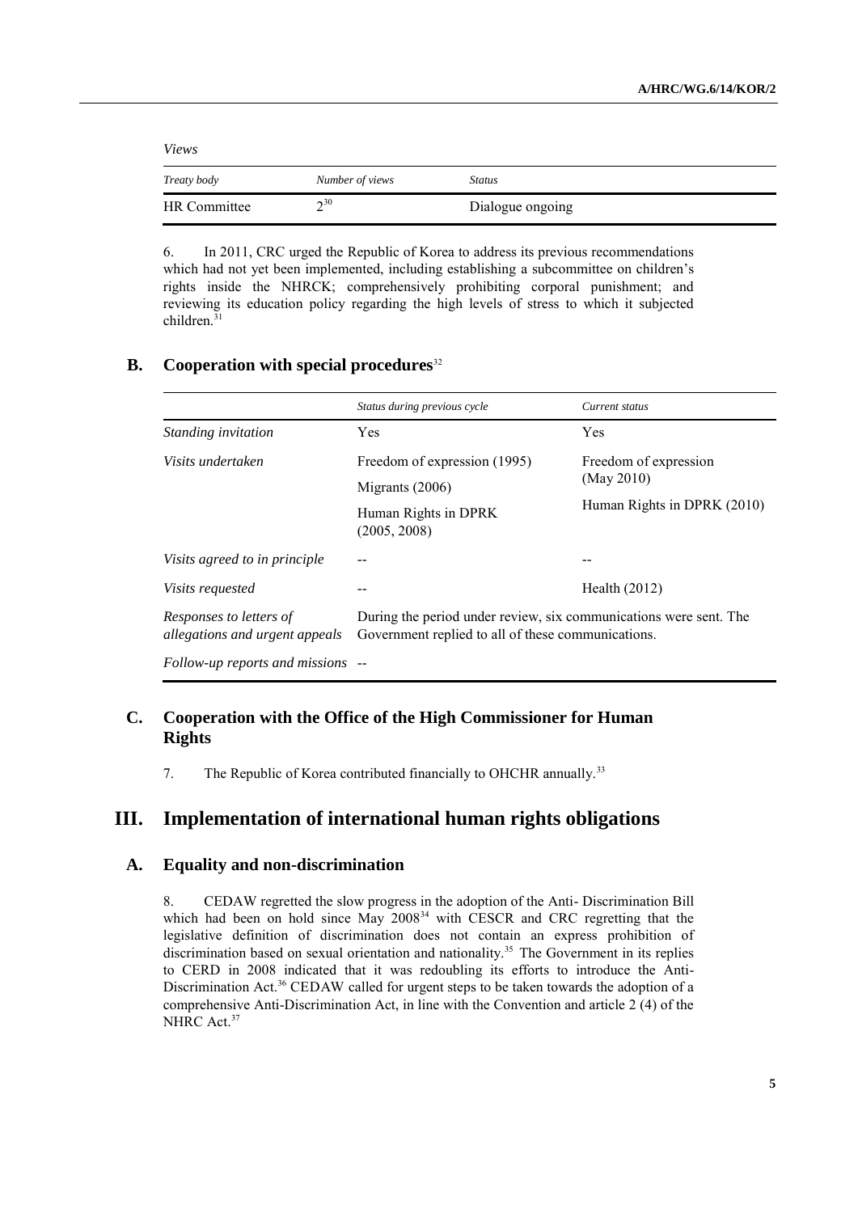*Views*

| *Treaty body* | *Number of views* | *Status* |
|---|---|---|
| HR Committee | 2[30] | Dialogue ongoing |

6. In 2011, CRC urged the Republic of Korea to address its previous recommendations which had not yet been implemented, including establishing a subcommittee on children's rights inside the NHRCK; comprehensively prohibiting corporal punishment; and reviewing its education policy regarding the high levels of stress to which it subjected children.[31]

## B. Cooperation with special procedures[32]

| | *Status during previous cycle* | *Current status* |
|---|---|---|
| *Standing invitation* | Yes | Yes |
| *Visits undertaken* | Freedom of expression (1995)<br>Migrants (2006)<br>Human Rights in DPRK (2005, 2008) | Freedom of expression (May 2010)<br>Human Rights in DPRK (2010) |
| *Visits agreed to in principle* | -- | -- |
| *Visits requested* | -- | Health (2012) |
| *Responses to letters of allegations and urgent appeals* | During the period under review, six communications were sent. The Government replied to all of these communications. | |
| *Follow-up reports and missions* | -- | |

## C. Cooperation with the Office of the High Commissioner for Human Rights

7. The Republic of Korea contributed financially to OHCHR annually.[33]

# III. Implementation of international human rights obligations

## A. Equality and non-discrimination

8. CEDAW regretted the slow progress in the adoption of the Anti- Discrimination Bill which had been on hold since May 2008[34] with CESCR and CRC regretting that the legislative definition of discrimination does not contain an express prohibition of discrimination based on sexual orientation and nationality.[35] The Government in its replies to CERD in 2008 indicated that it was redoubling its efforts to introduce the Anti-Discrimination Act.[36] CEDAW called for urgent steps to be taken towards the adoption of a comprehensive Anti-Discrimination Act, in line with the Convention and article 2 (4) of the NHRC Act.[37]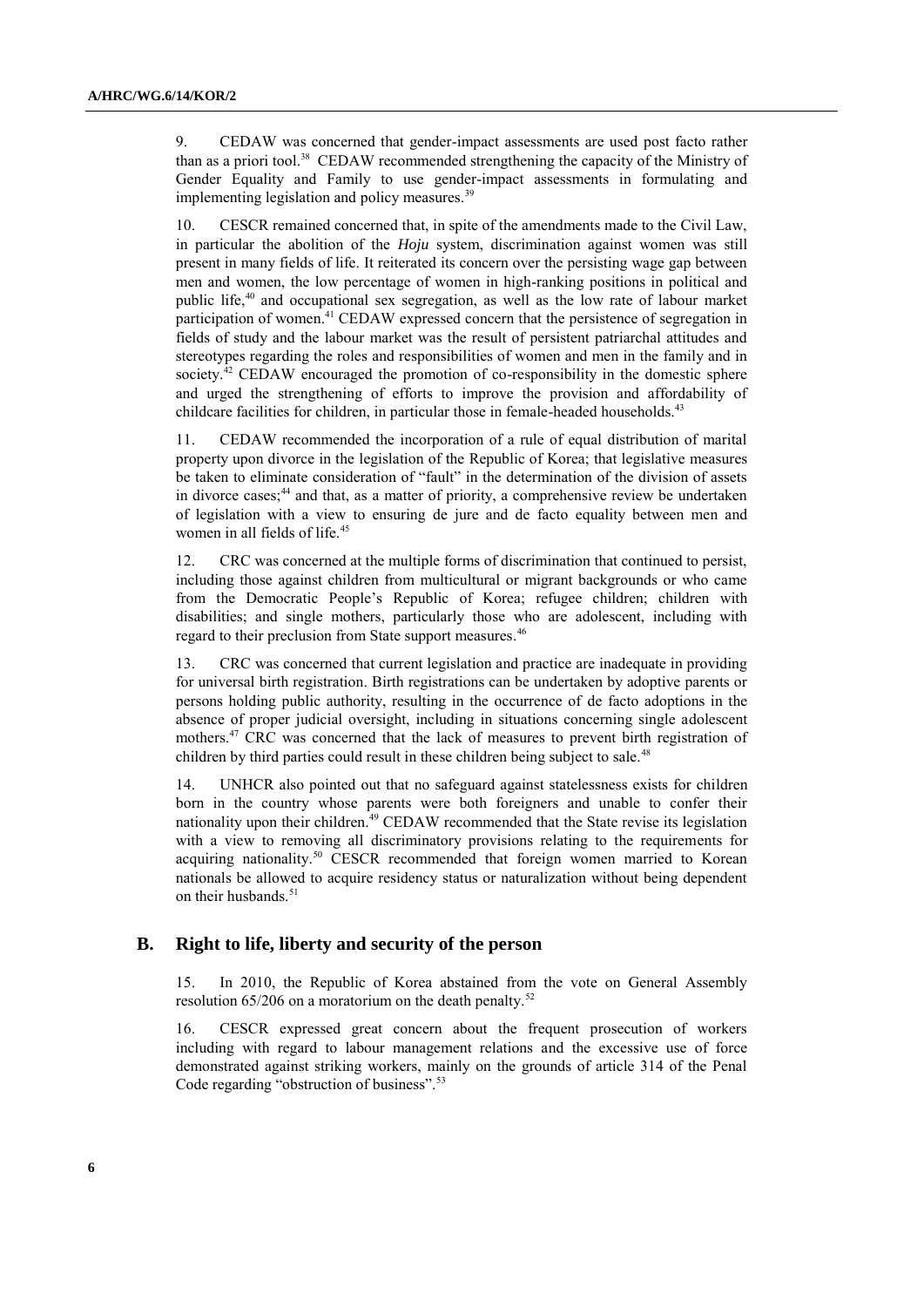9. CEDAW was concerned that gender-impact assessments are used post facto rather than as a priori tool.[38] CEDAW recommended strengthening the capacity of the Ministry of Gender Equality and Family to use gender-impact assessments in formulating and implementing legislation and policy measures.[39]

10. CESCR remained concerned that, in spite of the amendments made to the Civil Law, in particular the abolition of the *Hoju* system, discrimination against women was still present in many fields of life. It reiterated its concern over the persisting wage gap between men and women, the low percentage of women in high-ranking positions in political and public life,[40] and occupational sex segregation, as well as the low rate of labour market participation of women.[41] CEDAW expressed concern that the persistence of segregation in fields of study and the labour market was the result of persistent patriarchal attitudes and stereotypes regarding the roles and responsibilities of women and men in the family and in society.[42] CEDAW encouraged the promotion of co-responsibility in the domestic sphere and urged the strengthening of efforts to improve the provision and affordability of childcare facilities for children, in particular those in female-headed households.[43]

11. CEDAW recommended the incorporation of a rule of equal distribution of marital property upon divorce in the legislation of the Republic of Korea; that legislative measures be taken to eliminate consideration of "fault" in the determination of the division of assets in divorce cases;[44] and that, as a matter of priority, a comprehensive review be undertaken of legislation with a view to ensuring de jure and de facto equality between men and women in all fields of life.[45]

12. CRC was concerned at the multiple forms of discrimination that continued to persist, including those against children from multicultural or migrant backgrounds or who came from the Democratic People's Republic of Korea; refugee children; children with disabilities; and single mothers, particularly those who are adolescent, including with regard to their preclusion from State support measures.[46]

13. CRC was concerned that current legislation and practice are inadequate in providing for universal birth registration. Birth registrations can be undertaken by adoptive parents or persons holding public authority, resulting in the occurrence of de facto adoptions in the absence of proper judicial oversight, including in situations concerning single adolescent mothers.[47] CRC was concerned that the lack of measures to prevent birth registration of children by third parties could result in these children being subject to sale.[48]

14. UNHCR also pointed out that no safeguard against statelessness exists for children born in the country whose parents were both foreigners and unable to confer their nationality upon their children.[49] CEDAW recommended that the State revise its legislation with a view to removing all discriminatory provisions relating to the requirements for acquiring nationality.[50] CESCR recommended that foreign women married to Korean nationals be allowed to acquire residency status or naturalization without being dependent on their husbands.[51]

## B. Right to life, liberty and security of the person

15. In 2010, the Republic of Korea abstained from the vote on General Assembly resolution 65/206 on a moratorium on the death penalty.[52]

16. CESCR expressed great concern about the frequent prosecution of workers including with regard to labour management relations and the excessive use of force demonstrated against striking workers, mainly on the grounds of article 314 of the Penal Code regarding "obstruction of business".[53]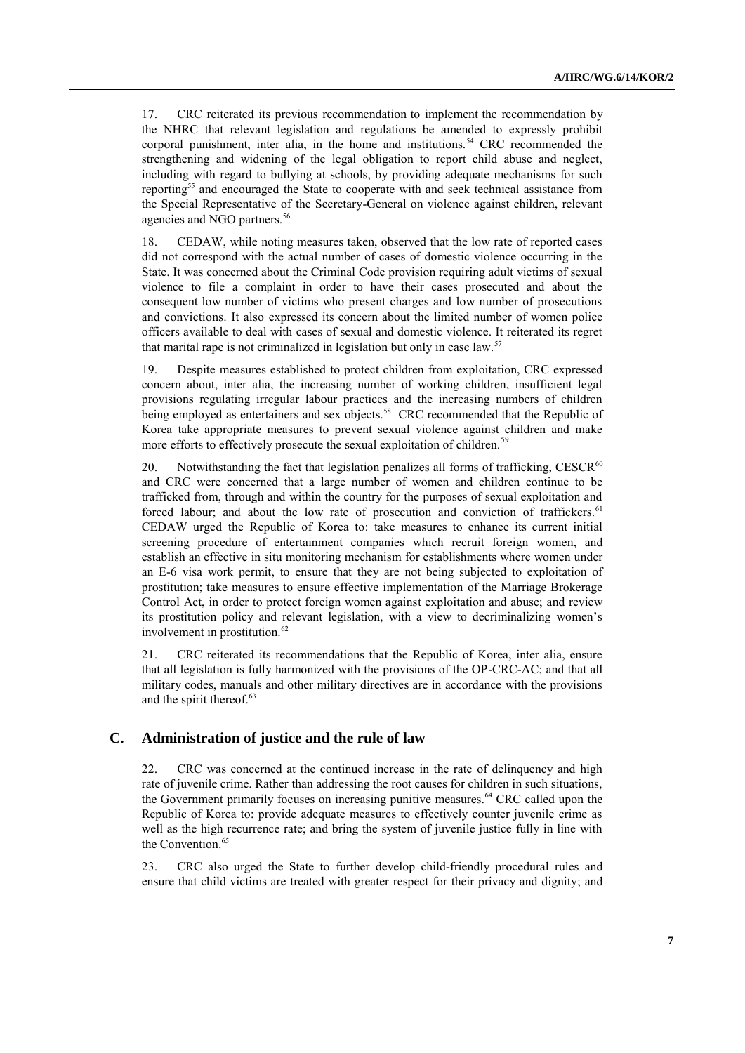17. CRC reiterated its previous recommendation to implement the recommendation by the NHRC that relevant legislation and regulations be amended to expressly prohibit corporal punishment, inter alia, in the home and institutions.[54] CRC recommended the strengthening and widening of the legal obligation to report child abuse and neglect, including with regard to bullying at schools, by providing adequate mechanisms for such reporting[55] and encouraged the State to cooperate with and seek technical assistance from the Special Representative of the Secretary-General on violence against children, relevant agencies and NGO partners.[56]

18. CEDAW, while noting measures taken, observed that the low rate of reported cases did not correspond with the actual number of cases of domestic violence occurring in the State. It was concerned about the Criminal Code provision requiring adult victims of sexual violence to file a complaint in order to have their cases prosecuted and about the consequent low number of victims who present charges and low number of prosecutions and convictions. It also expressed its concern about the limited number of women police officers available to deal with cases of sexual and domestic violence. It reiterated its regret that marital rape is not criminalized in legislation but only in case law.[57]

19. Despite measures established to protect children from exploitation, CRC expressed concern about, inter alia, the increasing number of working children, insufficient legal provisions regulating irregular labour practices and the increasing numbers of children being employed as entertainers and sex objects.[58] CRC recommended that the Republic of Korea take appropriate measures to prevent sexual violence against children and make more efforts to effectively prosecute the sexual exploitation of children.[59]

20. Notwithstanding the fact that legislation penalizes all forms of trafficking, CESCR[60] and CRC were concerned that a large number of women and children continue to be trafficked from, through and within the country for the purposes of sexual exploitation and forced labour; and about the low rate of prosecution and conviction of traffickers.[61] CEDAW urged the Republic of Korea to: take measures to enhance its current initial screening procedure of entertainment companies which recruit foreign women, and establish an effective in situ monitoring mechanism for establishments where women under an E-6 visa work permit, to ensure that they are not being subjected to exploitation of prostitution; take measures to ensure effective implementation of the Marriage Brokerage Control Act, in order to protect foreign women against exploitation and abuse; and review its prostitution policy and relevant legislation, with a view to decriminalizing women's involvement in prostitution.[62]

21. CRC reiterated its recommendations that the Republic of Korea, inter alia, ensure that all legislation is fully harmonized with the provisions of the OP-CRC-AC; and that all military codes, manuals and other military directives are in accordance with the provisions and the spirit thereof.[63]

## C. Administration of justice and the rule of law

22. CRC was concerned at the continued increase in the rate of delinquency and high rate of juvenile crime. Rather than addressing the root causes for children in such situations, the Government primarily focuses on increasing punitive measures.[64] CRC called upon the Republic of Korea to: provide adequate measures to effectively counter juvenile crime as well as the high recurrence rate; and bring the system of juvenile justice fully in line with the Convention.[65]

23. CRC also urged the State to further develop child-friendly procedural rules and ensure that child victims are treated with greater respect for their privacy and dignity; and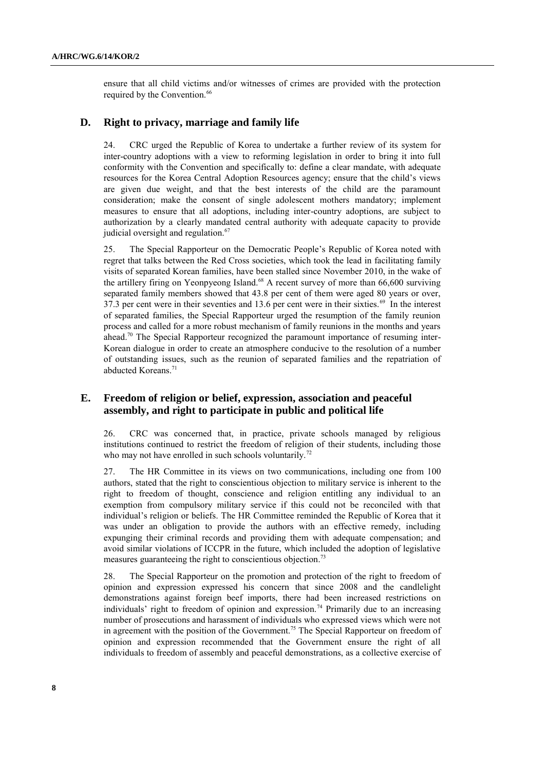ensure that all child victims and/or witnesses of crimes are provided with the protection required by the Convention.[66]

## D. Right to privacy, marriage and family life

24. CRC urged the Republic of Korea to undertake a further review of its system for inter-country adoptions with a view to reforming legislation in order to bring it into full conformity with the Convention and specifically to: define a clear mandate, with adequate resources for the Korea Central Adoption Resources agency; ensure that the child's views are given due weight, and that the best interests of the child are the paramount consideration; make the consent of single adolescent mothers mandatory; implement measures to ensure that all adoptions, including inter-country adoptions, are subject to authorization by a clearly mandated central authority with adequate capacity to provide judicial oversight and regulation.[67]

25. The Special Rapporteur on the Democratic People's Republic of Korea noted with regret that talks between the Red Cross societies, which took the lead in facilitating family visits of separated Korean families, have been stalled since November 2010, in the wake of the artillery firing on Yeonpyeong Island.[68] A recent survey of more than 66,600 surviving separated family members showed that 43.8 per cent of them were aged 80 years or over, 37.3 per cent were in their seventies and 13.6 per cent were in their sixties.[69] In the interest of separated families, the Special Rapporteur urged the resumption of the family reunion process and called for a more robust mechanism of family reunions in the months and years ahead.[70] The Special Rapporteur recognized the paramount importance of resuming inter-Korean dialogue in order to create an atmosphere conducive to the resolution of a number of outstanding issues, such as the reunion of separated families and the repatriation of abducted Koreans.[71]

## E. Freedom of religion or belief, expression, association and peaceful assembly, and right to participate in public and political life

26. CRC was concerned that, in practice, private schools managed by religious institutions continued to restrict the freedom of religion of their students, including those who may not have enrolled in such schools voluntarily.[72]

27. The HR Committee in its views on two communications, including one from 100 authors, stated that the right to conscientious objection to military service is inherent to the right to freedom of thought, conscience and religion entitling any individual to an exemption from compulsory military service if this could not be reconciled with that individual's religion or beliefs. The HR Committee reminded the Republic of Korea that it was under an obligation to provide the authors with an effective remedy, including expunging their criminal records and providing them with adequate compensation; and avoid similar violations of ICCPR in the future, which included the adoption of legislative measures guaranteeing the right to conscientious objection.[73]

28. The Special Rapporteur on the promotion and protection of the right to freedom of opinion and expression expressed his concern that since 2008 and the candlelight demonstrations against foreign beef imports, there had been increased restrictions on individuals' right to freedom of opinion and expression.[74] Primarily due to an increasing number of prosecutions and harassment of individuals who expressed views which were not in agreement with the position of the Government.[75] The Special Rapporteur on freedom of opinion and expression recommended that the Government ensure the right of all individuals to freedom of assembly and peaceful demonstrations, as a collective exercise of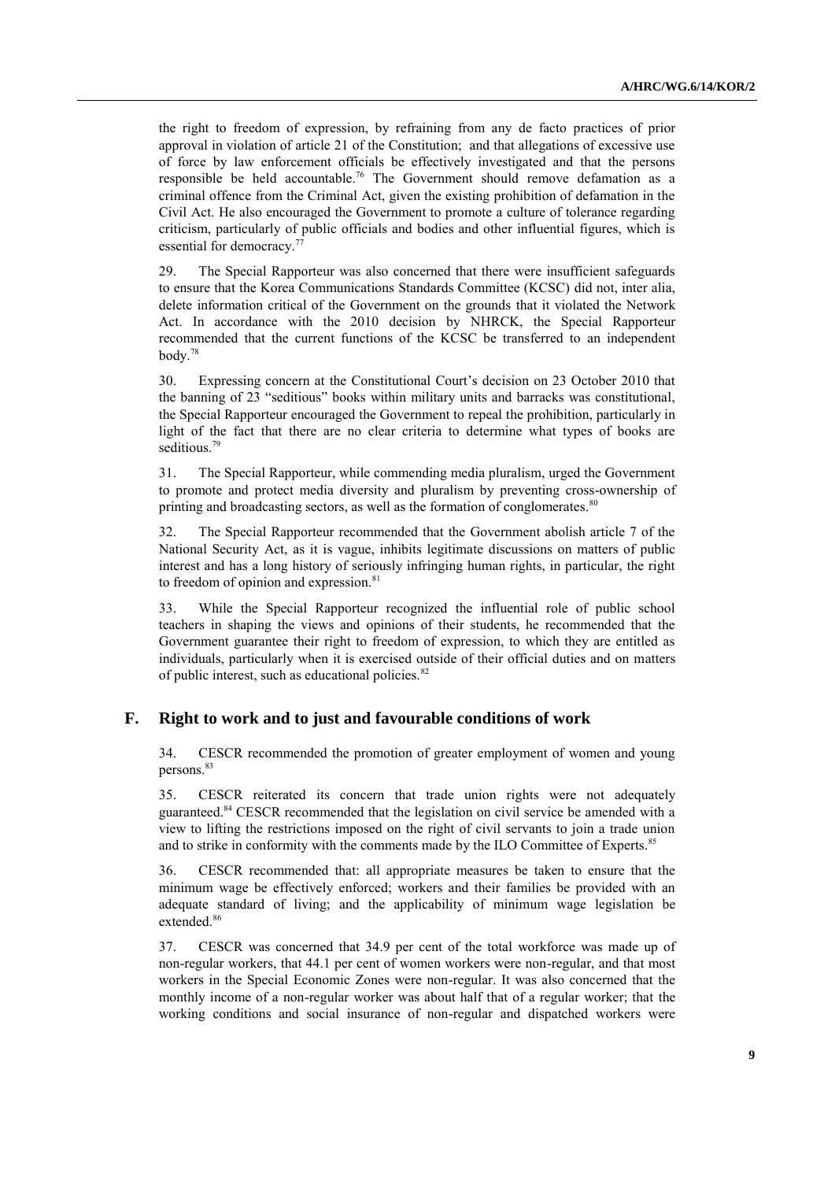the right to freedom of expression, by refraining from any de facto practices of prior approval in violation of article 21 of the Constitution; and that allegations of excessive use of force by law enforcement officials be effectively investigated and that the persons responsible be held accountable.[76] The Government should remove defamation as a criminal offence from the Criminal Act, given the existing prohibition of defamation in the Civil Act. He also encouraged the Government to promote a culture of tolerance regarding criticism, particularly of public officials and bodies and other influential figures, which is essential for democracy.[77]

29. The Special Rapporteur was also concerned that there were insufficient safeguards to ensure that the Korea Communications Standards Committee (KCSC) did not, inter alia, delete information critical of the Government on the grounds that it violated the Network Act. In accordance with the 2010 decision by NHRCK, the Special Rapporteur recommended that the current functions of the KCSC be transferred to an independent body.[78]

30. Expressing concern at the Constitutional Court's decision on 23 October 2010 that the banning of 23 "seditious" books within military units and barracks was constitutional, the Special Rapporteur encouraged the Government to repeal the prohibition, particularly in light of the fact that there are no clear criteria to determine what types of books are seditious.[79]

31. The Special Rapporteur, while commending media pluralism, urged the Government to promote and protect media diversity and pluralism by preventing cross-ownership of printing and broadcasting sectors, as well as the formation of conglomerates.[80]

32. The Special Rapporteur recommended that the Government abolish article 7 of the National Security Act, as it is vague, inhibits legitimate discussions on matters of public interest and has a long history of seriously infringing human rights, in particular, the right to freedom of opinion and expression.[81]

33. While the Special Rapporteur recognized the influential role of public school teachers in shaping the views and opinions of their students, he recommended that the Government guarantee their right to freedom of expression, to which they are entitled as individuals, particularly when it is exercised outside of their official duties and on matters of public interest, such as educational policies.[82]

## F. Right to work and to just and favourable conditions of work

34. CESCR recommended the promotion of greater employment of women and young persons.[83]

35. CESCR reiterated its concern that trade union rights were not adequately guaranteed.[84] CESCR recommended that the legislation on civil service be amended with a view to lifting the restrictions imposed on the right of civil servants to join a trade union and to strike in conformity with the comments made by the ILO Committee of Experts.[85]

36. CESCR recommended that: all appropriate measures be taken to ensure that the minimum wage be effectively enforced; workers and their families be provided with an adequate standard of living; and the applicability of minimum wage legislation be extended.[86]

37. CESCR was concerned that 34.9 per cent of the total workforce was made up of non-regular workers, that 44.1 per cent of women workers were non-regular, and that most workers in the Special Economic Zones were non-regular. It was also concerned that the monthly income of a non-regular worker was about half that of a regular worker; that the working conditions and social insurance of non-regular and dispatched workers were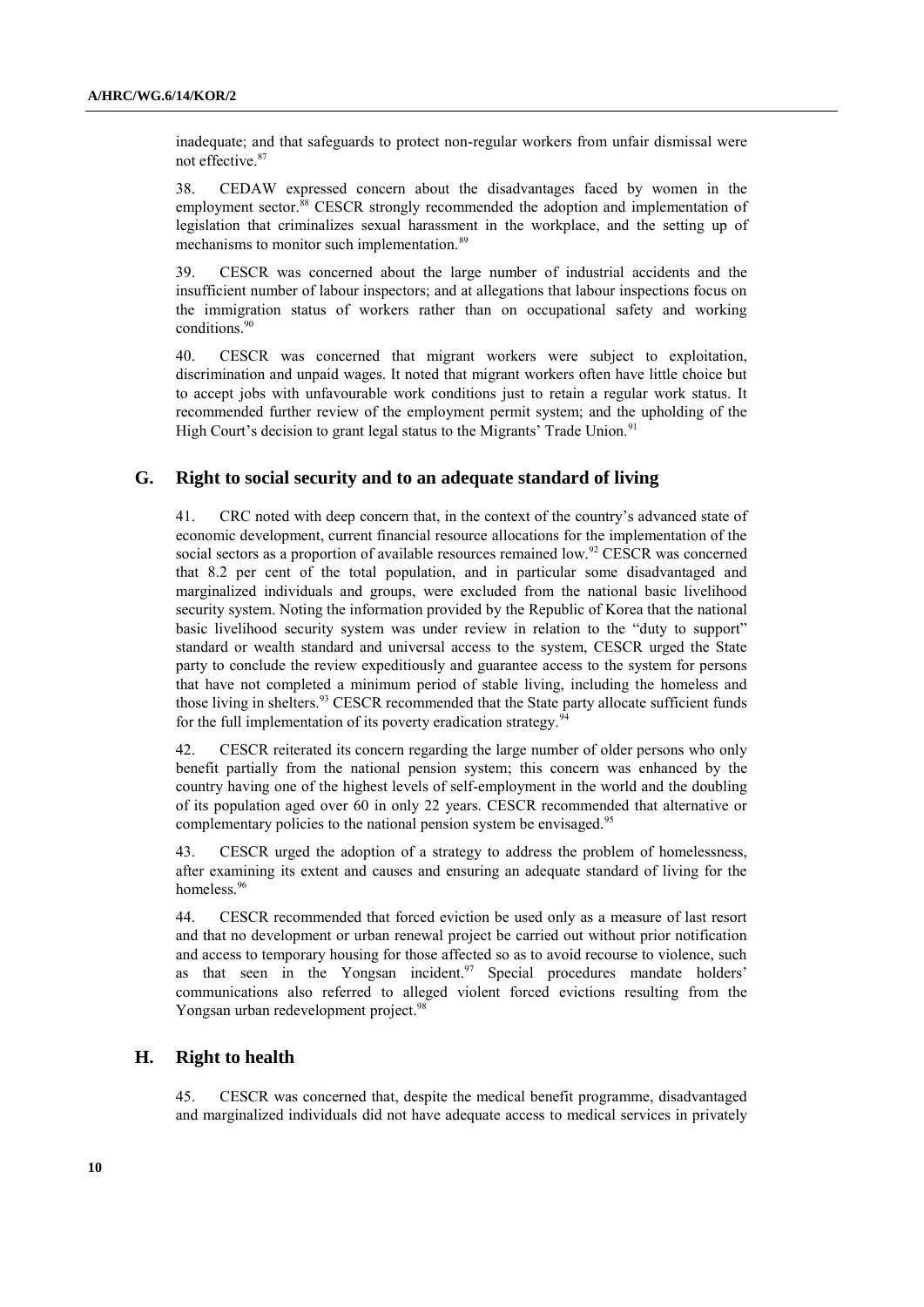inadequate; and that safeguards to protect non-regular workers from unfair dismissal were not effective.[87]

38. CEDAW expressed concern about the disadvantages faced by women in the employment sector.[88] CESCR strongly recommended the adoption and implementation of legislation that criminalizes sexual harassment in the workplace, and the setting up of mechanisms to monitor such implementation.[89]

39. CESCR was concerned about the large number of industrial accidents and the insufficient number of labour inspectors; and at allegations that labour inspections focus on the immigration status of workers rather than on occupational safety and working conditions.[90]

40. CESCR was concerned that migrant workers were subject to exploitation, discrimination and unpaid wages. It noted that migrant workers often have little choice but to accept jobs with unfavourable work conditions just to retain a regular work status. It recommended further review of the employment permit system; and the upholding of the High Court's decision to grant legal status to the Migrants' Trade Union.[91]

## G. Right to social security and to an adequate standard of living

41. CRC noted with deep concern that, in the context of the country's advanced state of economic development, current financial resource allocations for the implementation of the social sectors as a proportion of available resources remained low.[92] CESCR was concerned that 8.2 per cent of the total population, and in particular some disadvantaged and marginalized individuals and groups, were excluded from the national basic livelihood security system. Noting the information provided by the Republic of Korea that the national basic livelihood security system was under review in relation to the "duty to support" standard or wealth standard and universal access to the system, CESCR urged the State party to conclude the review expeditiously and guarantee access to the system for persons that have not completed a minimum period of stable living, including the homeless and those living in shelters.[93] CESCR recommended that the State party allocate sufficient funds for the full implementation of its poverty eradication strategy.[94]

42. CESCR reiterated its concern regarding the large number of older persons who only benefit partially from the national pension system; this concern was enhanced by the country having one of the highest levels of self-employment in the world and the doubling of its population aged over 60 in only 22 years. CESCR recommended that alternative or complementary policies to the national pension system be envisaged.[95]

43. CESCR urged the adoption of a strategy to address the problem of homelessness, after examining its extent and causes and ensuring an adequate standard of living for the homeless.[96]

44. CESCR recommended that forced eviction be used only as a measure of last resort and that no development or urban renewal project be carried out without prior notification and access to temporary housing for those affected so as to avoid recourse to violence, such as that seen in the Yongsan incident.[97] Special procedures mandate holders' communications also referred to alleged violent forced evictions resulting from the Yongsan urban redevelopment project.[98]

## H. Right to health

45. CESCR was concerned that, despite the medical benefit programme, disadvantaged and marginalized individuals did not have adequate access to medical services in privately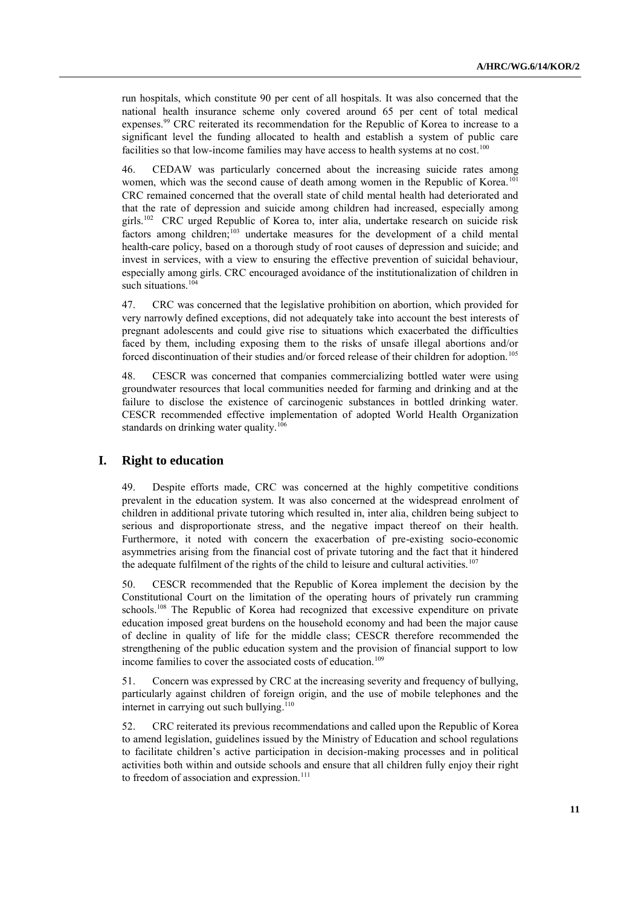run hospitals, which constitute 90 per cent of all hospitals. It was also concerned that the national health insurance scheme only covered around 65 per cent of total medical expenses.[99] CRC reiterated its recommendation for the Republic of Korea to increase to a significant level the funding allocated to health and establish a system of public care facilities so that low-income families may have access to health systems at no cost.[100]

46. CEDAW was particularly concerned about the increasing suicide rates among women, which was the second cause of death among women in the Republic of Korea.[101] CRC remained concerned that the overall state of child mental health had deteriorated and that the rate of depression and suicide among children had increased, especially among girls.[102] CRC urged Republic of Korea to, inter alia, undertake research on suicide risk factors among children;[103] undertake measures for the development of a child mental health-care policy, based on a thorough study of root causes of depression and suicide; and invest in services, with a view to ensuring the effective prevention of suicidal behaviour, especially among girls. CRC encouraged avoidance of the institutionalization of children in such situations.[104]

47. CRC was concerned that the legislative prohibition on abortion, which provided for very narrowly defined exceptions, did not adequately take into account the best interests of pregnant adolescents and could give rise to situations which exacerbated the difficulties faced by them, including exposing them to the risks of unsafe illegal abortions and/or forced discontinuation of their studies and/or forced release of their children for adoption.[105]

48. CESCR was concerned that companies commercializing bottled water were using groundwater resources that local communities needed for farming and drinking and at the failure to disclose the existence of carcinogenic substances in bottled drinking water. CESCR recommended effective implementation of adopted World Health Organization standards on drinking water quality.[106]

## I. Right to education

49. Despite efforts made, CRC was concerned at the highly competitive conditions prevalent in the education system. It was also concerned at the widespread enrolment of children in additional private tutoring which resulted in, inter alia, children being subject to serious and disproportionate stress, and the negative impact thereof on their health. Furthermore, it noted with concern the exacerbation of pre-existing socio-economic asymmetries arising from the financial cost of private tutoring and the fact that it hindered the adequate fulfilment of the rights of the child to leisure and cultural activities.[107]

50. CESCR recommended that the Republic of Korea implement the decision by the Constitutional Court on the limitation of the operating hours of privately run cramming schools.[108] The Republic of Korea had recognized that excessive expenditure on private education imposed great burdens on the household economy and had been the major cause of decline in quality of life for the middle class; CESCR therefore recommended the strengthening of the public education system and the provision of financial support to low income families to cover the associated costs of education.[109]

51. Concern was expressed by CRC at the increasing severity and frequency of bullying, particularly against children of foreign origin, and the use of mobile telephones and the internet in carrying out such bullying.[110]

52. CRC reiterated its previous recommendations and called upon the Republic of Korea to amend legislation, guidelines issued by the Ministry of Education and school regulations to facilitate children's active participation in decision-making processes and in political activities both within and outside schools and ensure that all children fully enjoy their right to freedom of association and expression.[111]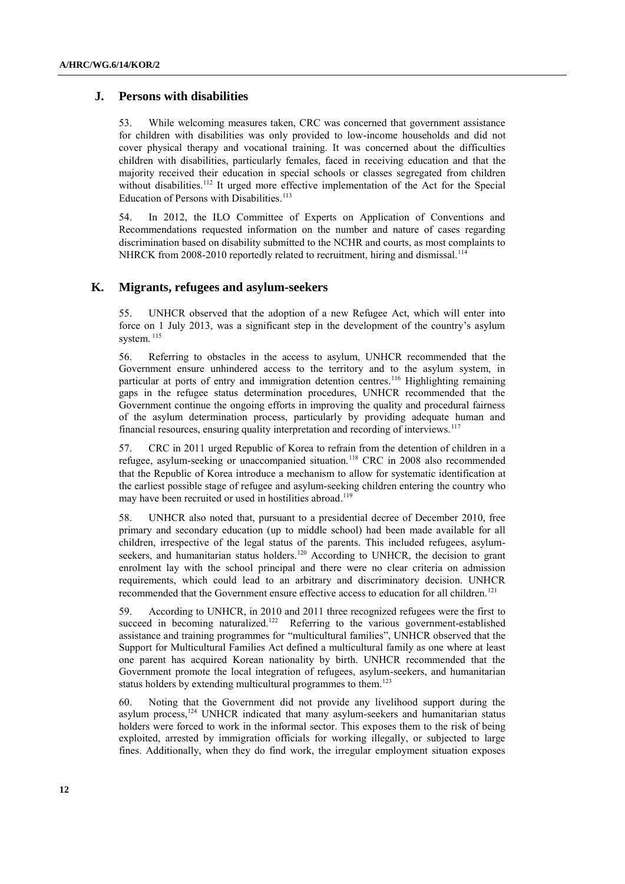## J. Persons with disabilities

53. While welcoming measures taken, CRC was concerned that government assistance for children with disabilities was only provided to low-income households and did not cover physical therapy and vocational training. It was concerned about the difficulties children with disabilities, particularly females, faced in receiving education and that the majority received their education in special schools or classes segregated from children without disabilities.[112] It urged more effective implementation of the Act for the Special Education of Persons with Disabilities.[113]

54. In 2012, the ILO Committee of Experts on Application of Conventions and Recommendations requested information on the number and nature of cases regarding discrimination based on disability submitted to the NCHR and courts, as most complaints to NHRCK from 2008-2010 reportedly related to recruitment, hiring and dismissal.[114]

## K. Migrants, refugees and asylum-seekers

55. UNHCR observed that the adoption of a new Refugee Act, which will enter into force on 1 July 2013, was a significant step in the development of the country's asylum system.[115]

56. Referring to obstacles in the access to asylum, UNHCR recommended that the Government ensure unhindered access to the territory and to the asylum system, in particular at ports of entry and immigration detention centres.[116] Highlighting remaining gaps in the refugee status determination procedures, UNHCR recommended that the Government continue the ongoing efforts in improving the quality and procedural fairness of the asylum determination process, particularly by providing adequate human and financial resources, ensuring quality interpretation and recording of interviews.[117]

57. CRC in 2011 urged Republic of Korea to refrain from the detention of children in a refugee, asylum-seeking or unaccompanied situation.[118] CRC in 2008 also recommended that the Republic of Korea introduce a mechanism to allow for systematic identification at the earliest possible stage of refugee and asylum-seeking children entering the country who may have been recruited or used in hostilities abroad.[119]

58. UNHCR also noted that, pursuant to a presidential decree of December 2010, free primary and secondary education (up to middle school) had been made available for all children, irrespective of the legal status of the parents. This included refugees, asylum-seekers, and humanitarian status holders.[120] According to UNHCR, the decision to grant enrolment lay with the school principal and there were no clear criteria on admission requirements, which could lead to an arbitrary and discriminatory decision. UNHCR recommended that the Government ensure effective access to education for all children.[121]

59. According to UNHCR, in 2010 and 2011 three recognized refugees were the first to succeed in becoming naturalized.[122] Referring to the various government-established assistance and training programmes for "multicultural families", UNHCR observed that the Support for Multicultural Families Act defined a multicultural family as one where at least one parent has acquired Korean nationality by birth. UNHCR recommended that the Government promote the local integration of refugees, asylum-seekers, and humanitarian status holders by extending multicultural programmes to them.[123]

60. Noting that the Government did not provide any livelihood support during the asylum process,[124] UNHCR indicated that many asylum-seekers and humanitarian status holders were forced to work in the informal sector. This exposes them to the risk of being exploited, arrested by immigration officials for working illegally, or subjected to large fines. Additionally, when they do find work, the irregular employment situation exposes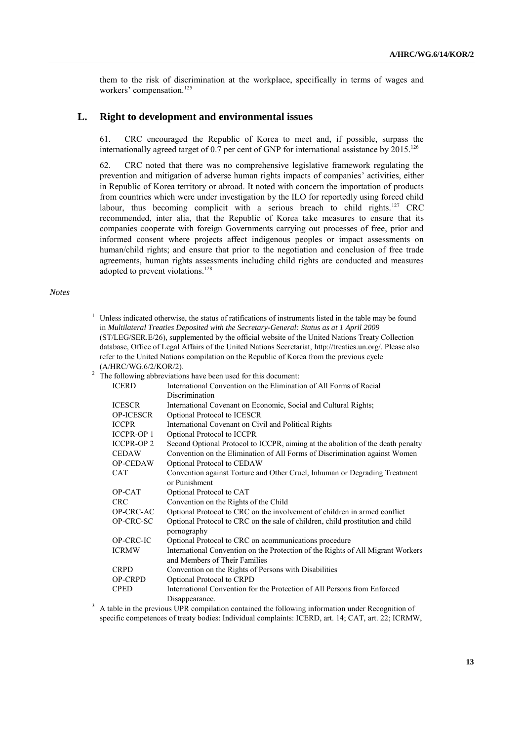them to the risk of discrimination at the workplace, specifically in terms of wages and workers' compensation.[125]

## L. Right to development and environmental issues

61. CRC encouraged the Republic of Korea to meet and, if possible, surpass the internationally agreed target of 0.7 per cent of GNP for international assistance by 2015.[126]

62. CRC noted that there was no comprehensive legislative framework regulating the prevention and mitigation of adverse human rights impacts of companies' activities, either in Republic of Korea territory or abroad. It noted with concern the importation of products from countries which were under investigation by the ILO for reportedly using forced child labour, thus becoming complicit with a serious breach to child rights.[127] CRC recommended, inter alia, that the Republic of Korea take measures to ensure that its companies cooperate with foreign Governments carrying out processes of free, prior and informed consent where projects affect indigenous peoples or impact assessments on human/child rights; and ensure that prior to the negotiation and conclusion of free trade agreements, human rights assessments including child rights are conducted and measures adopted to prevent violations.[128]

*Notes*

[1] Unless indicated otherwise, the status of ratifications of instruments listed in the table may be found in *Multilateral Treaties Deposited with the Secretary-General: Status as at 1 April 2009* (ST/LEG/SER.E/26), supplemented by the official website of the United Nations Treaty Collection database, Office of Legal Affairs of the United Nations Secretariat, http://treaties.un.org/. Please also refer to the United Nations compilation on the Republic of Korea from the previous cycle (A/HRC/WG.6/2/KOR/2).

[2] The following abbreviations have been used for this document:

| | |
|---|---|
| ICERD | International Convention on the Elimination of All Forms of Racial Discrimination |
| ICESCR | International Covenant on Economic, Social and Cultural Rights; |
| OP-ICESCR | Optional Protocol to ICESCR |
| ICCPR | International Covenant on Civil and Political Rights |
| ICCPR-OP 1 | Optional Protocol to ICCPR |
| ICCPR-OP 2 | Second Optional Protocol to ICCPR, aiming at the abolition of the death penalty |
| CEDAW | Convention on the Elimination of All Forms of Discrimination against Women |
| OP-CEDAW | Optional Protocol to CEDAW |
| CAT | Convention against Torture and Other Cruel, Inhuman or Degrading Treatment or Punishment |
| OP-CAT | Optional Protocol to CAT |
| CRC | Convention on the Rights of the Child |
| OP-CRC-AC | Optional Protocol to CRC on the involvement of children in armed conflict |
| OP-CRC-SC | Optional Protocol to CRC on the sale of children, child prostitution and child pornography |
| OP-CRC-IC | Optional Protocol to CRC on acommunications procedure |
| ICRMW | International Convention on the Protection of the Rights of All Migrant Workers and Members of Their Families |
| CRPD | Convention on the Rights of Persons with Disabilities |
| OP-CRPD | Optional Protocol to CRPD |
| CPED | International Convention for the Protection of All Persons from Enforced Disappearance. |

[3] A table in the previous UPR compilation contained the following information under Recognition of specific competences of treaty bodies: Individual complaints: ICERD, art. 14; CAT, art. 22; ICRMW,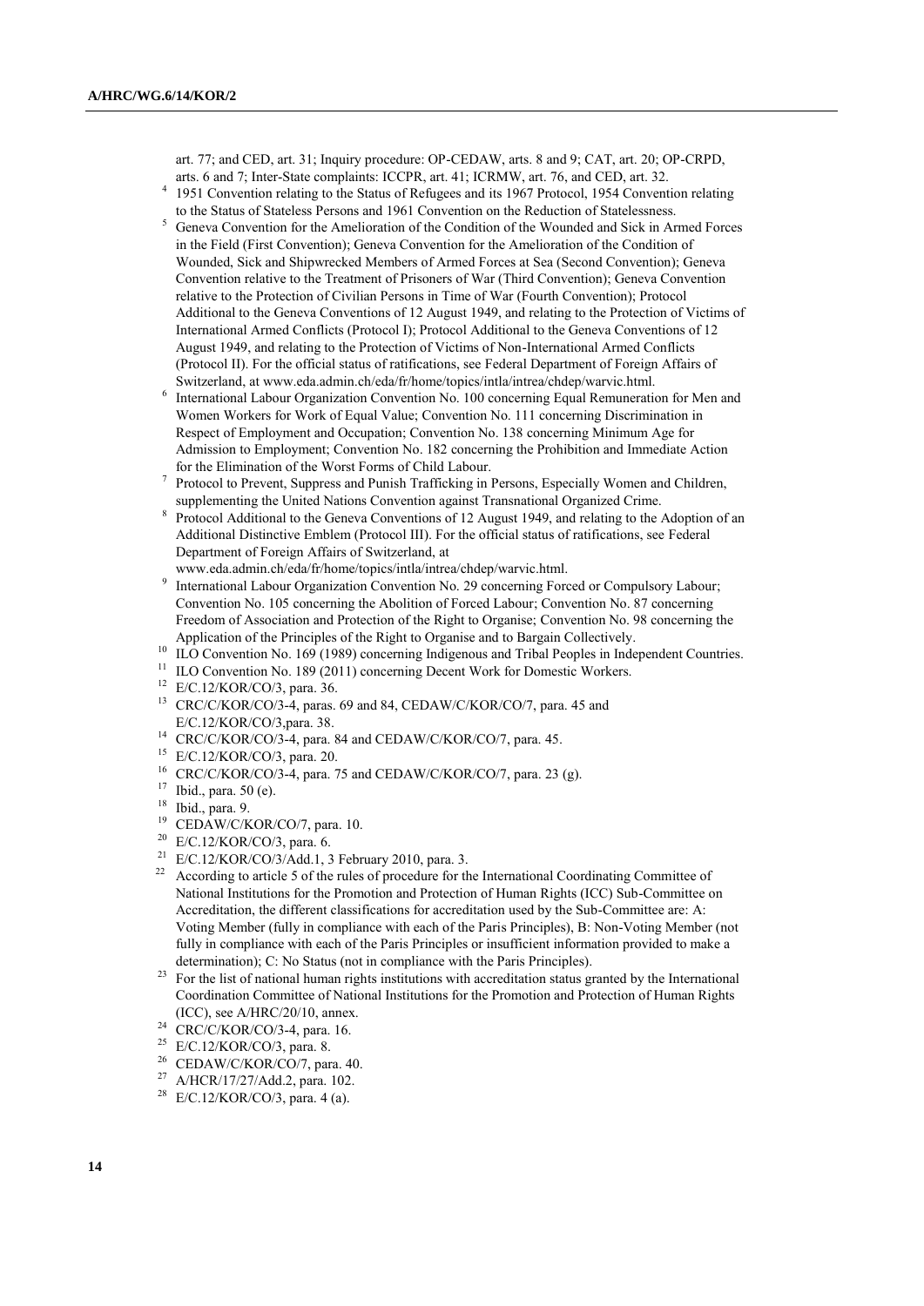art. 77; and CED, art. 31; Inquiry procedure: OP-CEDAW, arts. 8 and 9; CAT, art. 20; OP-CRPD, arts. 6 and 7; Inter-State complaints: ICCPR, art. 41; ICRMW, art. 76, and CED, art. 32.

[4] 1951 Convention relating to the Status of Refugees and its 1967 Protocol, 1954 Convention relating to the Status of Stateless Persons and 1961 Convention on the Reduction of Statelessness.

[5] Geneva Convention for the Amelioration of the Condition of the Wounded and Sick in Armed Forces in the Field (First Convention); Geneva Convention for the Amelioration of the Condition of Wounded, Sick and Shipwrecked Members of Armed Forces at Sea (Second Convention); Geneva Convention relative to the Treatment of Prisoners of War (Third Convention); Geneva Convention relative to the Protection of Civilian Persons in Time of War (Fourth Convention); Protocol Additional to the Geneva Conventions of 12 August 1949, and relating to the Protection of Victims of International Armed Conflicts (Protocol I); Protocol Additional to the Geneva Conventions of 12 August 1949, and relating to the Protection of Victims of Non-International Armed Conflicts (Protocol II). For the official status of ratifications, see Federal Department of Foreign Affairs of Switzerland, at www.eda.admin.ch/eda/fr/home/topics/intla/intrea/chdep/warvic.html.

[6] International Labour Organization Convention No. 100 concerning Equal Remuneration for Men and Women Workers for Work of Equal Value; Convention No. 111 concerning Discrimination in Respect of Employment and Occupation; Convention No. 138 concerning Minimum Age for Admission to Employment; Convention No. 182 concerning the Prohibition and Immediate Action for the Elimination of the Worst Forms of Child Labour.

[7] Protocol to Prevent, Suppress and Punish Trafficking in Persons, Especially Women and Children, supplementing the United Nations Convention against Transnational Organized Crime.

[8] Protocol Additional to the Geneva Conventions of 12 August 1949, and relating to the Adoption of an Additional Distinctive Emblem (Protocol III). For the official status of ratifications, see Federal Department of Foreign Affairs of Switzerland, at www.eda.admin.ch/eda/fr/home/topics/intla/intrea/chdep/warvic.html.

[9] International Labour Organization Convention No. 29 concerning Forced or Compulsory Labour; Convention No. 105 concerning the Abolition of Forced Labour; Convention No. 87 concerning Freedom of Association and Protection of the Right to Organise; Convention No. 98 concerning the Application of the Principles of the Right to Organise and to Bargain Collectively.

[10] ILO Convention No. 169 (1989) concerning Indigenous and Tribal Peoples in Independent Countries.

[11] ILO Convention No. 189 (2011) concerning Decent Work for Domestic Workers.

[12] E/C.12/KOR/CO/3, para. 36.

[13] CRC/C/KOR/CO/3-4, paras. 69 and 84, CEDAW/C/KOR/CO/7, para. 45 and E/C.12/KOR/CO/3,para. 38.

[14] CRC/C/KOR/CO/3-4, para. 84 and CEDAW/C/KOR/CO/7, para. 45.

[15] E/C.12/KOR/CO/3, para. 20.

[16] CRC/C/KOR/CO/3-4, para. 75 and CEDAW/C/KOR/CO/7, para. 23 (g).

[17] Ibid., para. 50 (e).

[18] Ibid., para. 9.

[19] CEDAW/C/KOR/CO/7, para. 10.

[20] E/C.12/KOR/CO/3, para. 6.

[21] E/C.12/KOR/CO/3/Add.1, 3 February 2010, para. 3.

[22] According to article 5 of the rules of procedure for the International Coordinating Committee of National Institutions for the Promotion and Protection of Human Rights (ICC) Sub-Committee on Accreditation, the different classifications for accreditation used by the Sub-Committee are: A: Voting Member (fully in compliance with each of the Paris Principles), B: Non-Voting Member (not fully in compliance with each of the Paris Principles or insufficient information provided to make a determination); C: No Status (not in compliance with the Paris Principles).

[23] For the list of national human rights institutions with accreditation status granted by the International Coordination Committee of National Institutions for the Promotion and Protection of Human Rights (ICC), see A/HRC/20/10, annex.

[24] CRC/C/KOR/CO/3-4, para. 16.

[25] E/C.12/KOR/CO/3, para. 8.

[26] CEDAW/C/KOR/CO/7, para. 40.

[27] A/HCR/17/27/Add.2, para. 102.

[28] E/C.12/KOR/CO/3, para. 4 (a).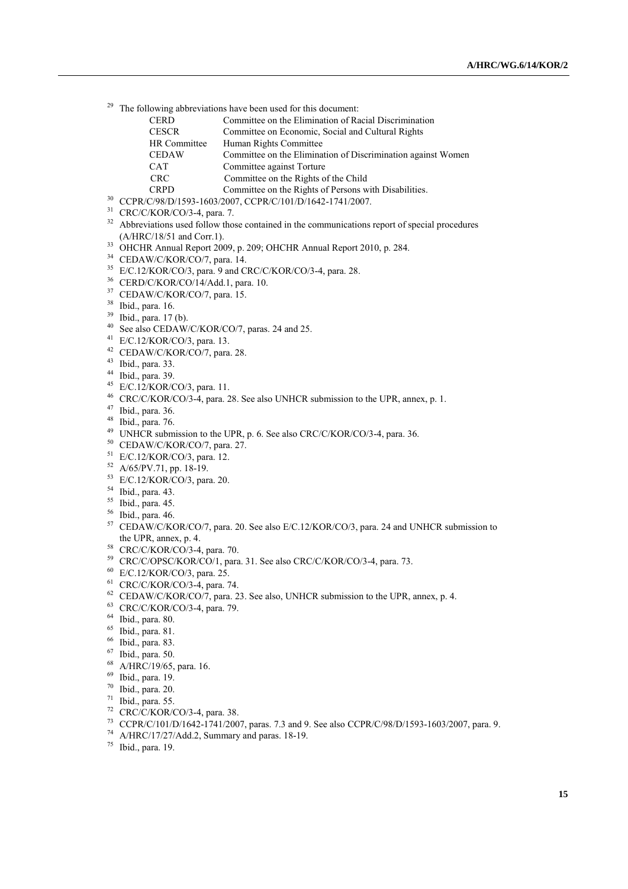[29] The following abbreviations have been used for this document:

| | |
|---|---|
| CERD | Committee on the Elimination of Racial Discrimination |
| CESCR | Committee on Economic, Social and Cultural Rights |
| HR Committee | Human Rights Committee |
| CEDAW | Committee on the Elimination of Discrimination against Women |
| CAT | Committee against Torture |
| CRC | Committee on the Rights of the Child |
| CRPD | Committee on the Rights of Persons with Disabilities. |

[30] CCPR/C/98/D/1593-1603/2007, CCPR/C/101/D/1642-1741/2007.

[31] CRC/C/KOR/CO/3-4, para. 7.

[32] Abbreviations used follow those contained in the communications report of special procedures (A/HRC/18/51 and Corr.1).

[33] OHCHR Annual Report 2009, p. 209; OHCHR Annual Report 2010, p. 284.

[34] CEDAW/C/KOR/CO/7, para. 14.

[35] E/C.12/KOR/CO/3, para. 9 and CRC/C/KOR/CO/3-4, para. 28.

[36] CERD/C/KOR/CO/14/Add.1, para. 10.

[37] CEDAW/C/KOR/CO/7, para. 15.

[38] Ibid., para. 16.

[39] Ibid., para. 17 (b).

[40] See also CEDAW/C/KOR/CO/7, paras. 24 and 25.

[41] E/C.12/KOR/CO/3, para. 13.

[42] CEDAW/C/KOR/CO/7, para. 28.

[43] Ibid., para. 33.

[44] Ibid., para. 39.

[45] E/C.12/KOR/CO/3, para. 11.

[46] CRC/C/KOR/CO/3-4, para. 28. See also UNHCR submission to the UPR, annex, p. 1.

[47] Ibid., para. 36.

[48] Ibid., para. 76.

[49] UNHCR submission to the UPR, p. 6. See also CRC/C/KOR/CO/3-4, para. 36.

[50] CEDAW/C/KOR/CO/7, para. 27.

[51] E/C.12/KOR/CO/3, para. 12.

[52] A/65/PV.71, pp. 18-19.

[53] E/C.12/KOR/CO/3, para. 20.

[54] Ibid., para. 43.

[55] Ibid., para. 45.

[56] Ibid., para. 46.

[57] CEDAW/C/KOR/CO/7, para. 20. See also E/C.12/KOR/CO/3, para. 24 and UNHCR submission to the UPR, annex, p. 4.

[58] CRC/C/KOR/CO/3-4, para. 70.

[59] CRC/C/OPSC/KOR/CO/1, para. 31. See also CRC/C/KOR/CO/3-4, para. 73.

[60] E/C.12/KOR/CO/3, para. 25.

[61] CRC/C/KOR/CO/3-4, para. 74.

[62] CEDAW/C/KOR/CO/7, para. 23. See also, UNHCR submission to the UPR, annex, p. 4.

[63] CRC/C/KOR/CO/3-4, para. 79.

[64] Ibid., para. 80.

[65] Ibid., para. 81.

[66] Ibid., para. 83.

[67] Ibid., para. 50.

[68] A/HRC/19/65, para. 16.

[69] Ibid., para. 19.

[70] Ibid., para. 20.

[71] Ibid., para. 55.

[72] CRC/C/KOR/CO/3-4, para. 38.

[73] CCPR/C/101/D/1642-1741/2007, paras. 7.3 and 9. See also CCPR/C/98/D/1593-1603/2007, para. 9.

[74] A/HRC/17/27/Add.2, Summary and paras. 18-19.

[75] Ibid., para. 19.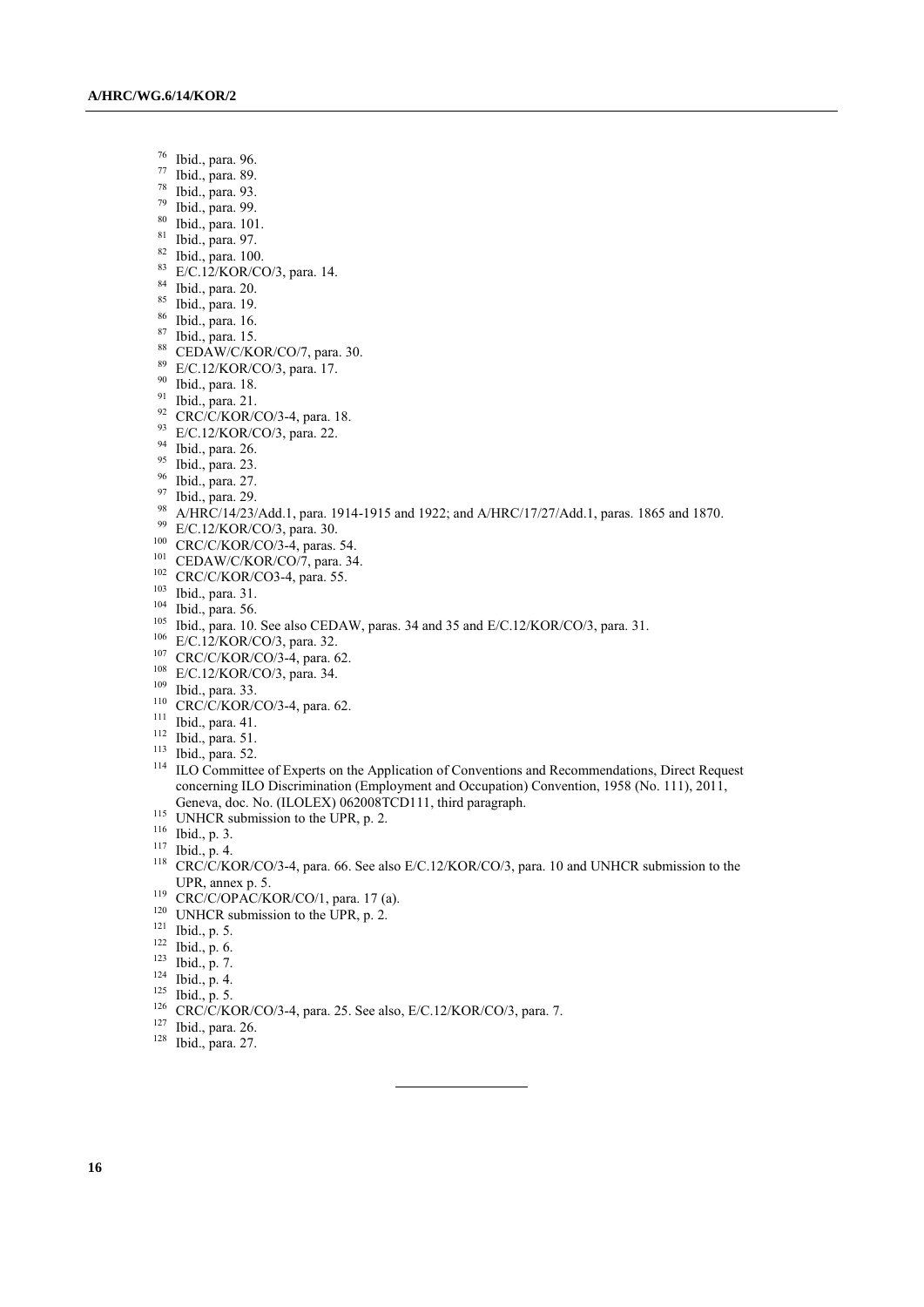[76] Ibid., para. 96.
[77] Ibid., para. 89.
[78] Ibid., para. 93.
[79] Ibid., para. 99.
[80] Ibid., para. 101.
[81] Ibid., para. 97.
[82] Ibid., para. 100.
[83] E/C.12/KOR/CO/3, para. 14.
[84] Ibid., para. 20.
[85] Ibid., para. 19.
[86] Ibid., para. 16.
[87] Ibid., para. 15.
[88] CEDAW/C/KOR/CO/7, para. 30.
[89] E/C.12/KOR/CO/3, para. 17.
[90] Ibid., para. 18.
[91] Ibid., para. 21.
[92] CRC/C/KOR/CO/3-4, para. 18.
[93] E/C.12/KOR/CO/3, para. 22.
[94] Ibid., para. 26.
[95] Ibid., para. 23.
[96] Ibid., para. 27.
[97] Ibid., para. 29.
[98] A/HRC/14/23/Add.1, para. 1914-1915 and 1922; and A/HRC/17/27/Add.1, paras. 1865 and 1870.
[99] E/C.12/KOR/CO/3, para. 30.
[100] CRC/C/KOR/CO/3-4, paras. 54.
[101] CEDAW/C/KOR/CO/7, para. 34.
[102] CRC/C/KOR/CO3-4, para. 55.
[103] Ibid., para. 31.
[104] Ibid., para. 56.
[105] Ibid., para. 10. See also CEDAW, paras. 34 and 35 and E/C.12/KOR/CO/3, para. 31.
[106] E/C.12/KOR/CO/3, para. 32.
[107] CRC/C/KOR/CO/3-4, para. 62.
[108] E/C.12/KOR/CO/3, para. 34.
[109] Ibid., para. 33.
[110] CRC/C/KOR/CO/3-4, para. 62.
[111] Ibid., para. 41.
[112] Ibid., para. 51.
[113] Ibid., para. 52.
[114] ILO Committee of Experts on the Application of Conventions and Recommendations, Direct Request concerning ILO Discrimination (Employment and Occupation) Convention, 1958 (No. 111), 2011, Geneva, doc. No. (ILOLEX) 062008TCD111, third paragraph.
[115] UNHCR submission to the UPR, p. 2.
[116] Ibid., p. 3.
[117] Ibid., p. 4.
[118] CRC/C/KOR/CO/3-4, para. 66. See also E/C.12/KOR/CO/3, para. 10 and UNHCR submission to the UPR, annex p. 5.
[119] CRC/C/OPAC/KOR/CO/1, para. 17 (a).
[120] UNHCR submission to the UPR, p. 2.
[121] Ibid., p. 5.
[122] Ibid., p. 6.
[123] Ibid., p. 7.
[124] Ibid., p. 4.
[125] Ibid., p. 5.
[126] CRC/C/KOR/CO/3-4, para. 25. See also, E/C.12/KOR/CO/3, para. 7.
[127] Ibid., para. 26.
[128] Ibid., para. 27.